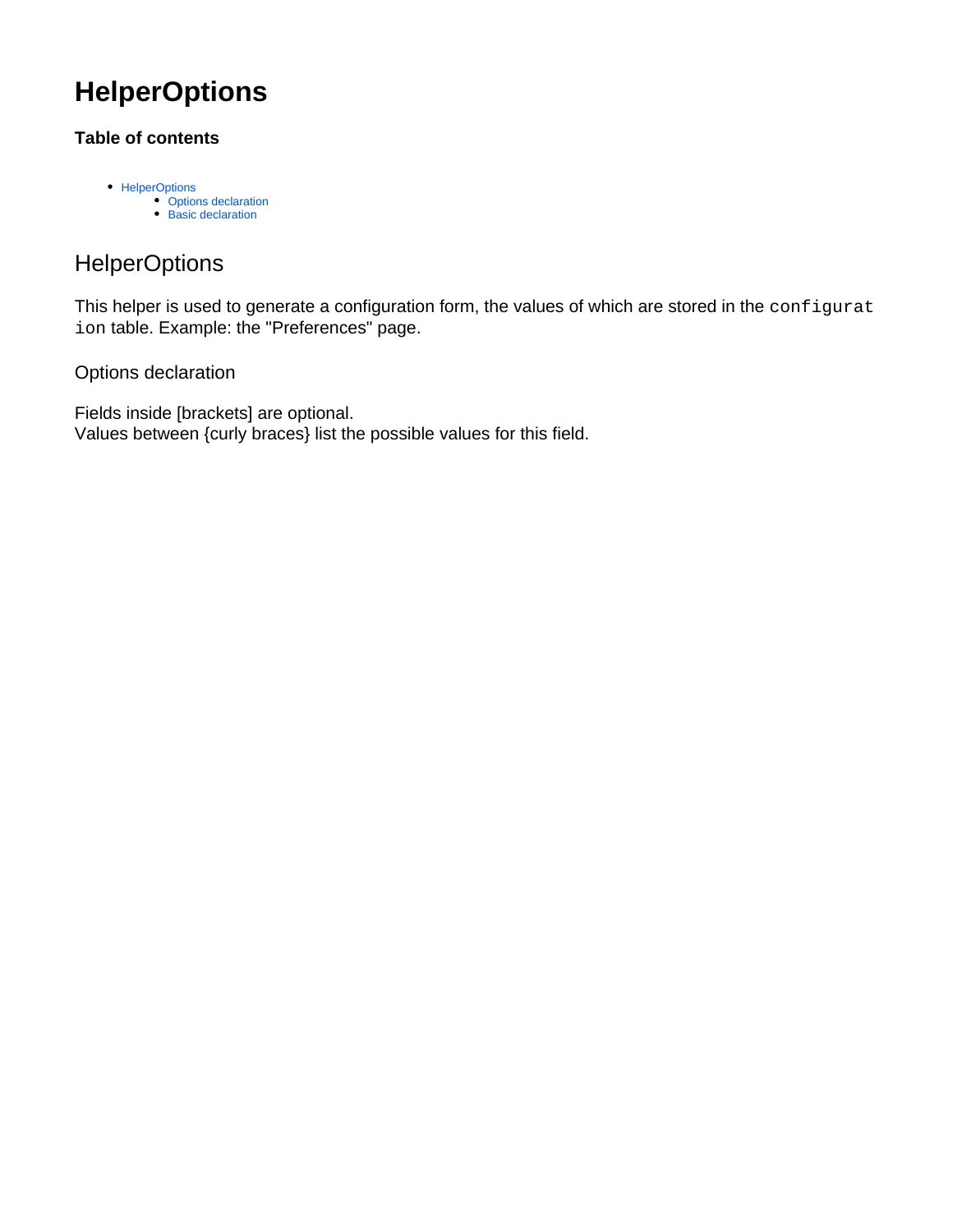# HelperOptions

### Table of contents

- HelperOptions
  - Options declaration
  - Basic declaration

## HelperOptions

This helper is used to generate a configuration form, the values of which are stored in the `configuration` table. Example: the "Preferences" page.

### Options declaration

Fields inside [brackets] are optional.
Values between {curly braces} list the possible values for this field.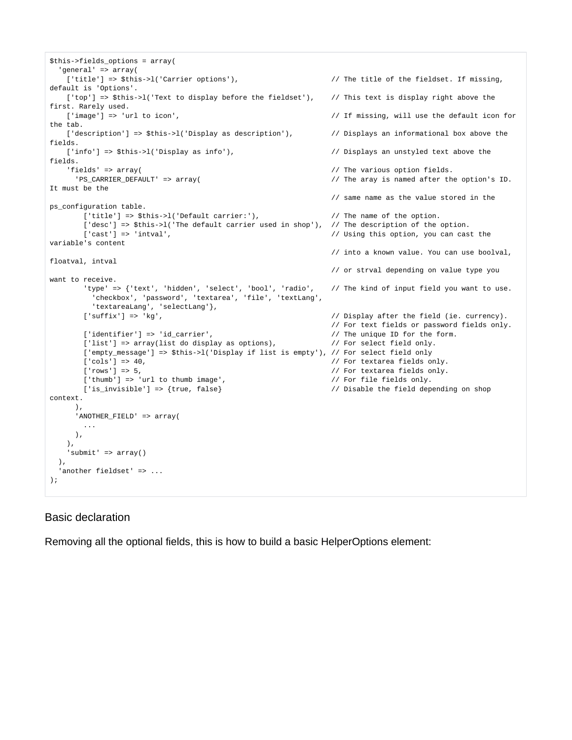```
$this->fields_options = array(
  'general' => array(
    ['title'] => $this->l('Carrier options'),                   // The title of the fieldset. If missing, default is 'Options'.
    ['top'] => $this->l('Text to display before the fieldset'),  // This text is display right above the first. Rarely used.
    ['image'] => 'url to icon',                                  // If missing, will use the default icon for the tab.
    ['description'] => $this->l('Display as description'),       // Displays an informational box above the fields.
    ['info'] => $this->l('Display as info'),                     // Displays an unstyled text above the fields.
    'fields' => array(                                           // The various option fields.
      'PS_CARRIER_DEFAULT' => array(                             // The aray is named after the option's ID. It must be the
                                                                 // same name as the value stored in the ps_configuration table.
        ['title'] => $this->l('Default carrier:'),               // The name of the option.
        ['desc'] => $this->l('The default carrier used in shop'), // The description of the option.
        ['cast'] => 'intval',                                    // Using this option, you can cast the variable's content
                                                                 // into a known value. You can use boolval, floatval, intval
                                                                 // or strval depending on value type you want to receive.
        'type' => {'text', 'hidden', 'select', 'bool', 'radio',  // The kind of input field you want to use.
          'checkbox', 'password', 'textarea', 'file', 'textLang',
          'textareaLang', 'selectLang'},
        ['suffix'] => 'kg',                                      // Display after the field (ie. currency).
                                                                 // For text fields or password fields only.
        ['identifier'] => 'id_carrier',                          // The unique ID for the form.
        ['list'] => array(list do display as options),           // For select field only.
        ['empty_message'] => $this->l('Display if list is empty'), // For select field only
        ['cols'] => 40,                                          // For textarea fields only.
        ['rows'] => 5,                                           // For textarea fields only.
        ['thumb'] => 'url to thumb image',                       // For file fields only.
        ['is_invisible'] => {true, false}                        // Disable the field depending on shop context.
      ),
      'ANOTHER_FIELD' => array(
        ...
      ),
    ),
    'submit' => array()
  ),
  'another fieldset' => ...
);
```

## Basic declaration

Removing all the optional fields, this is how to build a basic HelperOptions element: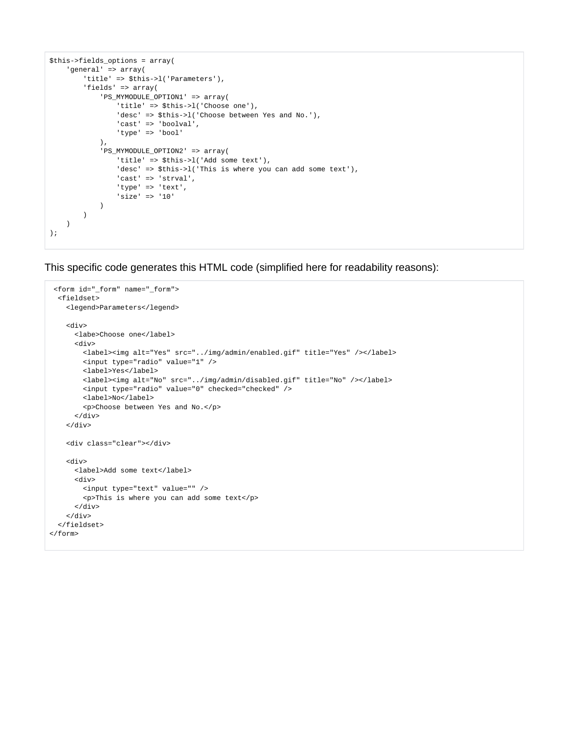```
$this->fields_options = array(
    'general' => array(
        'title' => $this->l('Parameters'),
        'fields' => array(
            'PS_MYMODULE_OPTION1' => array(
                'title' => $this->l('Choose one'),
                'desc' => $this->l('Choose between Yes and No.'),
                'cast' => 'boolval',
                'type' => 'bool'
            ),
            'PS_MYMODULE_OPTION2' => array(
                'title' => $this->l('Add some text'),
                'desc' => $this->l('This is where you can add some text'),
                'cast' => 'strval',
                'type' => 'text',
                'size' => '10'
            )
        )
    )
);
```

This specific code generates this HTML code (simplified here for readability reasons):

```
 <form id="_form" name="_form">
  <fieldset>
    <legend>Parameters</legend>

    <div>
      <labe>Choose one</label>
      <div>
        <label><img alt="Yes" src="../img/admin/enabled.gif" title="Yes" /></label>
        <input type="radio" value="1" />
        <label>Yes</label>
        <label><img alt="No" src="../img/admin/disabled.gif" title="No" /></label>
        <input type="radio" value="0" checked="checked" />
        <label>No</label>
        <p>Choose between Yes and No.</p>
      </div>
    </div>

    <div class="clear"></div>

    <div>
      <label>Add some text</label>
      <div>
        <input type="text" value="" />
        <p>This is where you can add some text</p>
      </div>
    </div>
  </fieldset>
</form>
```